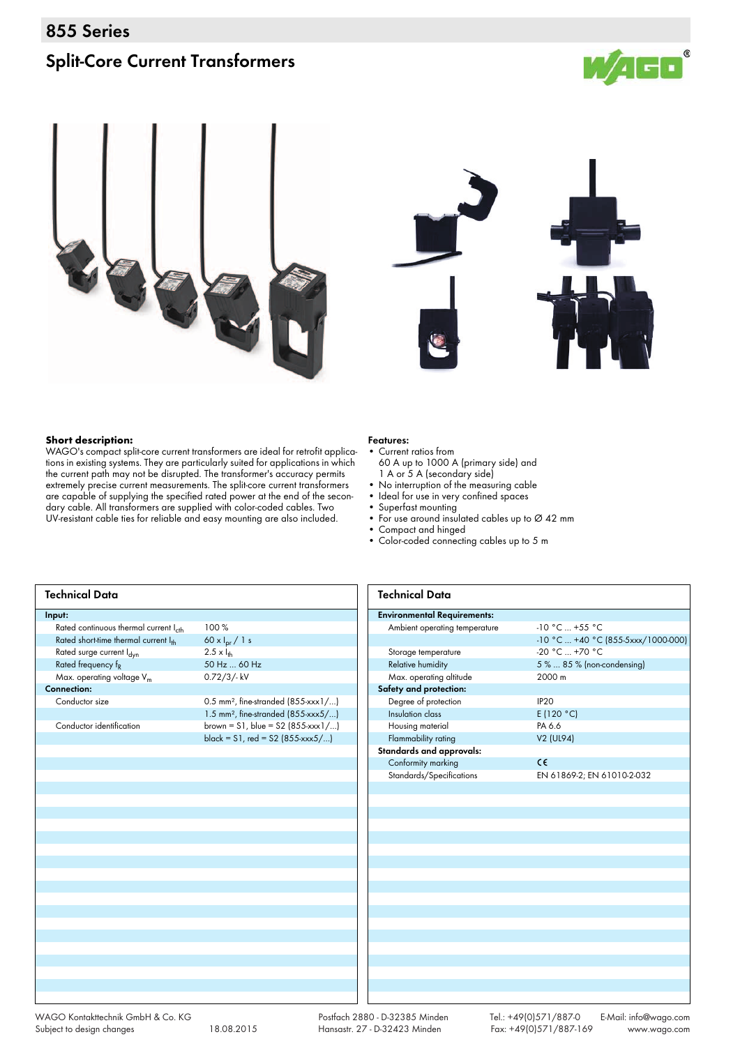# 855 Series

## Split-Core Current Transformers

**Short description:**
WAGO's compact split-core current transformers are ideal for retrofit applications in existing systems. They are particularly suited for applications in which the current path may not be disrupted. The transformer's accuracy permits extremely precise current measurements. The split-core current transformers are capable of supplying the specified rated power at the end of the secondary cable. All transformers are supplied with color-coded cables. Two UV-resistant cable ties for reliable and easy mounting are also included.

**Features:**
- Current ratios from 60 A up to 1000 A (primary side) and 1 A or 5 A (secondary side)
- No interruption of the measuring cable
- Ideal for use in very confined spaces
- Superfast mounting
- For use around insulated cables up to Ø 42 mm
- Compact and hinged
- Color-coded connecting cables up to 5 m

### Technical Data

| | |
|---|---|
| **Input:** | |
| Rated continuous thermal current $I_{cth}$ | 100 % |
| Rated short-time thermal current $I_{th}$ | 60 x $I_{pr}$ / 1 s |
| Rated surge current $I_{dyn}$ | 2.5 x $I_{th}$ |
| Rated frequency $f_R$ | 50 Hz ... 60 Hz |
| Max. operating voltage $V_m$ | 0.72/3/- kV |
| **Connection:** | |
| Conductor size | 0.5 mm², fine-stranded (855-xxx1/...) |
| | 1.5 mm², fine-stranded (855-xxx5/...) |
| Conductor identification | brown = S1, blue = S2 (855-xxx1/...) |
| | black = S1, red = S2 (855-xxx5/...) |

### Technical Data

| | |
|---|---|
| **Environmental Requirements:** | |
| Ambient operating temperature | -10 °C ... +55 °C |
| | -10 °C ... +40 °C (855-5xxx/1000-000) |
| Storage temperature | -20 °C ... +70 °C |
| Relative humidity | 5 % ... 85 % (non-condensing) |
| Max. operating altitude | 2000 m |
| **Safety and protection:** | |
| Degree of protection | IP20 |
| Insulation class | E (120 °C) |
| Housing material | PA 6.6 |
| Flammability rating | V2 (UL94) |
| **Standards and approvals:** | |
| Conformity marking | CE |
| Standards/Specifications | EN 61869-2; EN 61010-2-032 |

WAGO Kontakttechnik GmbH & Co. KG
Subject to design changes 18.08.2015
Postfach 2880 - D-32385 Minden
Hansastr. 27 - D-32423 Minden
Tel.: +49(0)571/887-0
Fax: +49(0)571/887-169
E-Mail: info@wago.com
www.wago.com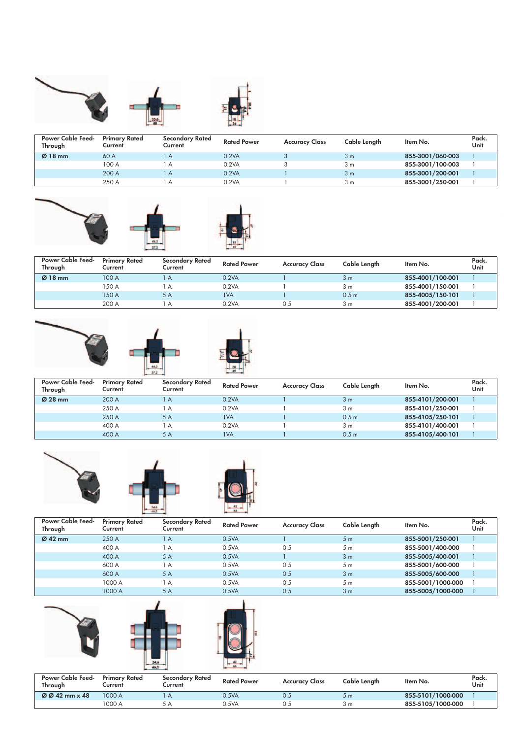| Power Cable Feed-Through | Primary Rated Current | Secondary Rated Current | Rated Power | Accuracy Class | Cable Length | Item No. | Pack. Unit |
|---|---|---|---|---|---|---|---|
| **Ø 18 mm** | 60 A | 1 A | 0.2VA | 3 | 3 m | **855-3001/060-003** | 1 |
| | 100 A | 1 A | 0.2VA | 3 | 3 m | **855-3001/100-003** | 1 |
| | 200 A | 1 A | 0.2VA | 1 | 3 m | **855-3001/200-001** | 1 |
| | 250 A | 1 A | 0.2VA | 1 | 3 m | **855-3001/250-001** | 1 |

| Power Cable Feed-Through | Primary Rated Current | Secondary Rated Current | Rated Power | Accuracy Class | Cable Length | Item No. | Pack. Unit |
|---|---|---|---|---|---|---|---|
| **Ø 18 mm** | 100 A | 1 A | 0.2VA | 1 | 3 m | **855-4001/100-001** | 1 |
| | 150 A | 1 A | 0.2VA | 1 | 3 m | **855-4001/150-001** | 1 |
| | 150 A | 5 A | 1VA | 1 | 0.5 m | **855-4005/150-101** | 1 |
| | 200 A | 1 A | 0.2VA | 0.5 | 3 m | **855-4001/200-001** | 1 |

| Power Cable Feed-Through | Primary Rated Current | Secondary Rated Current | Rated Power | Accuracy Class | Cable Length | Item No. | Pack. Unit |
|---|---|---|---|---|---|---|---|
| **Ø 28 mm** | 200 A | 1 A | 0.2VA | 1 | 3 m | **855-4101/200-001** | 1 |
| | 250 A | 1 A | 0.2VA | 1 | 3 m | **855-4101/250-001** | 1 |
| | 250 A | 5 A | 1VA | 1 | 0.5 m | **855-4105/250-101** | 1 |
| | 400 A | 1 A | 0.2VA | 1 | 3 m | **855-4101/400-001** | 1 |
| | 400 A | 5 A | 1VA | 1 | 0.5 m | **855-4105/400-101** | 1 |

| Power Cable Feed-Through | Primary Rated Current | Secondary Rated Current | Rated Power | Accuracy Class | Cable Length | Item No. | Pack. Unit |
|---|---|---|---|---|---|---|---|
| **Ø 42 mm** | 250 A | 1 A | 0.5VA | 1 | 5 m | **855-5001/250-001** | 1 |
| | 400 A | 1 A | 0.5VA | 0.5 | 5 m | **855-5001/400-000** | 1 |
| | 400 A | 5 A | 0.5VA | 1 | 3 m | **855-5005/400-001** | 1 |
| | 600 A | 1 A | 0.5VA | 0.5 | 5 m | **855-5001/600-000** | 1 |
| | 600 A | 5 A | 0.5VA | 0.5 | 3 m | **855-5005/600-000** | 1 |
| | 1000 A | 1 A | 0.5VA | 0.5 | 5 m | **855-5001/1000-000** | 1 |
| | 1000 A | 5 A | 0.5VA | 0.5 | 3 m | **855-5005/1000-000** | 1 |

| Power Cable Feed-Through | Primary Rated Current | Secondary Rated Current | Rated Power | Accuracy Class | Cable Length | Item No. | Pack. Unit |
|---|---|---|---|---|---|---|---|
| **Ø Ø 42 mm x 48** | 1000 A | 1 A | 0.5VA | 0.5 | 5 m | **855-5101/1000-000** | 1 |
| | 1000 A | 5 A | 0.5VA | 0.5 | 3 m | **855-5105/1000-000** | 1 |